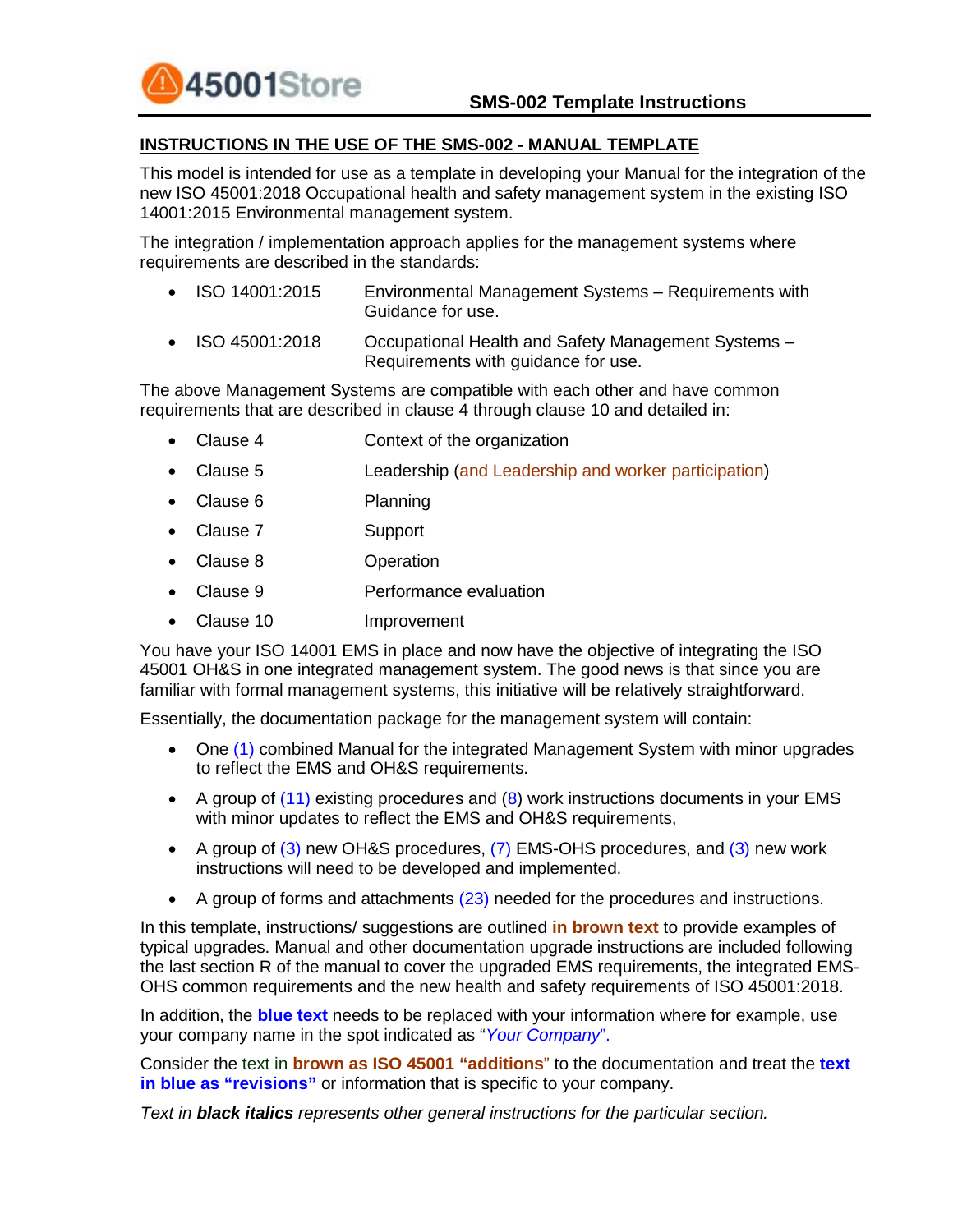## INSTRUCTIONS IN THE USE OF THE SMS-002 - MANUAL TEMPLATE

This model is intended for use as a template in developing your Manual for the integration of the new ISO 45001:2018 Occupational health and safety management system in the existing ISO 14001:2015 Environmental management system.

The integration / implementation approach applies for the management systems where requirements are described in the standards:

- ISO 14001:2015 Environmental Management Systems – Requirements with Guidance for use.
- ISO 45001:2018 Occupational Health and Safety Management Systems – Requirements with guidance for use.

The above Management Systems are compatible with each other and have common requirements that are described in clause 4 through clause 10 and detailed in:

- Clause 4 Context of the organization
- Clause 5 Leadership (and Leadership and worker participation)
- Clause 6 Planning
- Clause 7 Support
- Clause 8 Operation
- Clause 9 Performance evaluation
- Clause 10 Improvement

You have your ISO 14001 EMS in place and now have the objective of integrating the ISO 45001 OH&S in one integrated management system. The good news is that since you are familiar with formal management systems, this initiative will be relatively straightforward.

Essentially, the documentation package for the management system will contain:

- One (1) combined Manual for the integrated Management System with minor upgrades to reflect the EMS and OH&S requirements.
- A group of (11) existing procedures and (8) work instructions documents in your EMS with minor updates to reflect the EMS and OH&S requirements,
- A group of (3) new OH&S procedures, (7) EMS-OHS procedures, and (3) new work instructions will need to be developed and implemented.
- A group of forms and attachments (23) needed for the procedures and instructions.

In this template, instructions/ suggestions are outlined **in brown text** to provide examples of typical upgrades. Manual and other documentation upgrade instructions are included following the last section R of the manual to cover the upgraded EMS requirements, the integrated EMS-OHS common requirements and the new health and safety requirements of ISO 45001:2018.

In addition, the **blue text** needs to be replaced with your information where for example, use your company name in the spot indicated as "*Your Company*".

Consider the text in **brown as ISO 45001 "additions"** to the documentation and treat the **text in blue as "revisions"** or information that is specific to your company.

*Text in **black italics** represents other general instructions for the particular section.*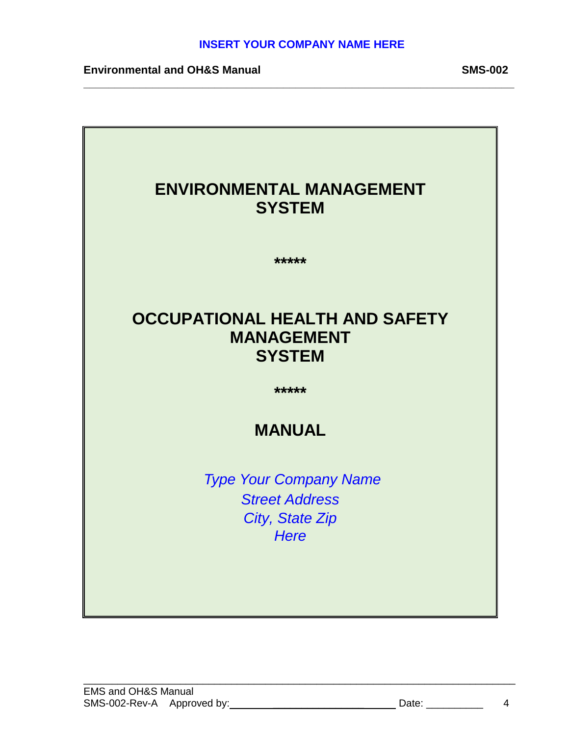# ENVIRONMENTAL MANAGEMENT SYSTEM

**\*\*\*\*\***

# OCCUPATIONAL HEALTH AND SAFETY MANAGEMENT SYSTEM

**\*\*\*\*\***

# MANUAL

*Type Your Company Name*
*Street Address*
*City, State Zip*
*Here*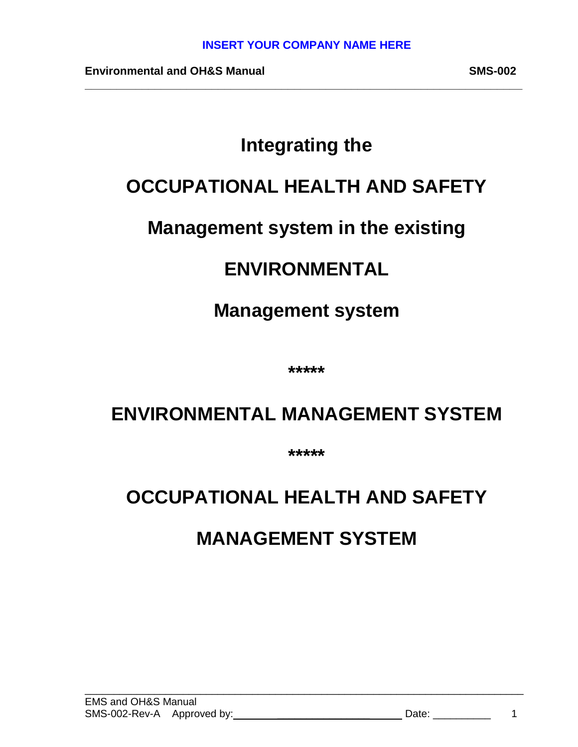# Integrating the

# OCCUPATIONAL HEALTH AND SAFETY

# Management system in the existing

# ENVIRONMENTAL

# Management system

**\*\*\*\*\***

# ENVIRONMENTAL MANAGEMENT SYSTEM

**\*\*\*\*\***

# OCCUPATIONAL HEALTH AND SAFETY

# MANAGEMENT SYSTEM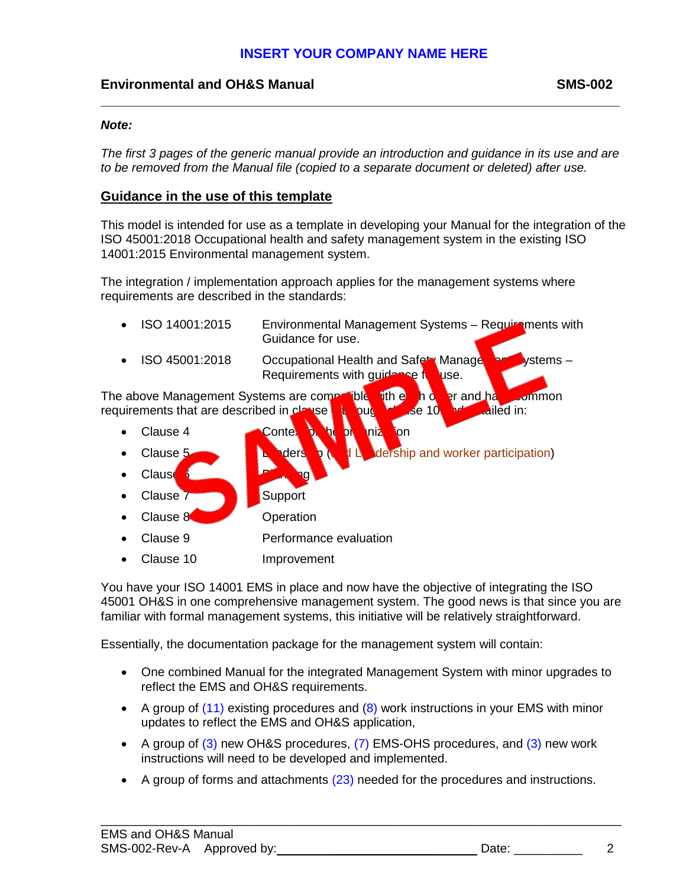**INSERT YOUR COMPANY NAME HERE**

**Environmental and OH&S Manual** **SMS-002**

***Note:***

*The first 3 pages of the generic manual provide an introduction and guidance in its use and are to be removed from the Manual file (copied to a separate document or deleted) after use.*

## Guidance in the use of this template

This model is intended for use as a template in developing your Manual for the integration of the ISO 45001:2018 Occupational health and safety management system in the existing ISO 14001:2015 Environmental management system.

The integration / implementation approach applies for the management systems where requirements are described in the standards:

- ISO 14001:2015 — Environmental Management Systems – Requirements with Guidance for use.
- ISO 45001:2018 — Occupational Health and Safety Management Systems – Requirements with guidance for use.

The above Management Systems are compatible with each other and have common requirements that are described in clause 4 through clause 10 and detailed in:

- Clause 4 — Context of the organization
- Clause 5 — Leadership (and Leadership and worker participation)
- Clause 6 — Planning
- Clause 7 — Support
- Clause 8 — Operation
- Clause 9 — Performance evaluation
- Clause 10 — Improvement

You have your ISO 14001 EMS in place and now have the objective of integrating the ISO 45001 OH&S in one comprehensive management system. The good news is that since you are familiar with formal management systems, this initiative will be relatively straightforward.

Essentially, the documentation package for the management system will contain:

- One combined Manual for the integrated Management System with minor upgrades to reflect the EMS and OH&S requirements.
- A group of (11) existing procedures and (8) work instructions in your EMS with minor updates to reflect the EMS and OH&S application,
- A group of (3) new OH&S procedures, (7) EMS-OHS procedures, and (3) new work instructions will need to be developed and implemented.
- A group of forms and attachments (23) needed for the procedures and instructions.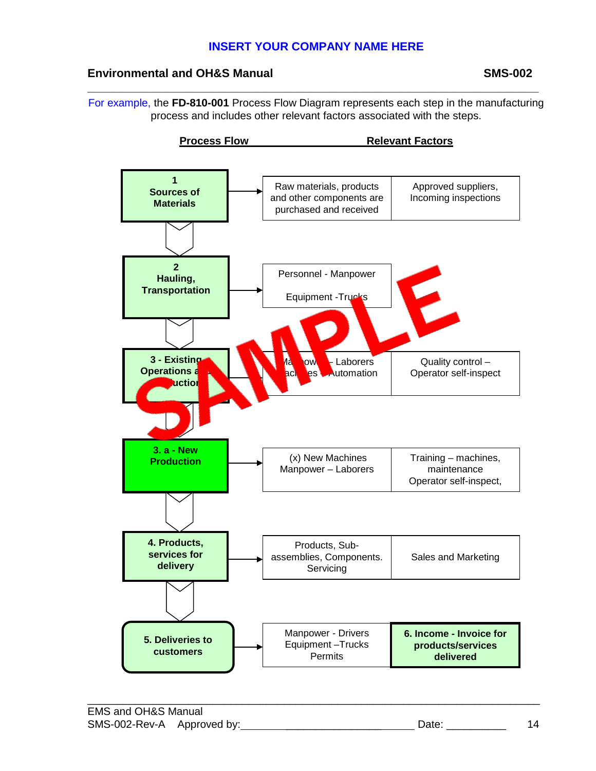For example, the **FD-810-001** Process Flow Diagram represents each step in the manufacturing process and includes other relevant factors associated with the steps.

| Process Flow | Relevant Factors | |
| --- | --- | --- |
| **1 Sources of Materials** | Raw materials, products and other components are purchased and received | Approved suppliers, Incoming inspections |
| **2 Hauling, Transportation** | Personnel - Manpower<br>Equipment -Trucks | |
| **3 - Existing Operations and Production** | Manpower - Laborers<br>Machines - Automation | Quality control – Operator self-inspect |
| **3. a - New Production** | (x) New Machines<br>Manpower – Laborers | Training – machines, maintenance<br>Operator self-inspect, |
| **4. Products, services for delivery** | Products, Sub-assemblies, Components. Servicing | Sales and Marketing |
| **5. Deliveries to customers** | Manpower - Drivers<br>Equipment –Trucks<br>Permits | **6. Income - Invoice for products/services delivered** |

SAMPLE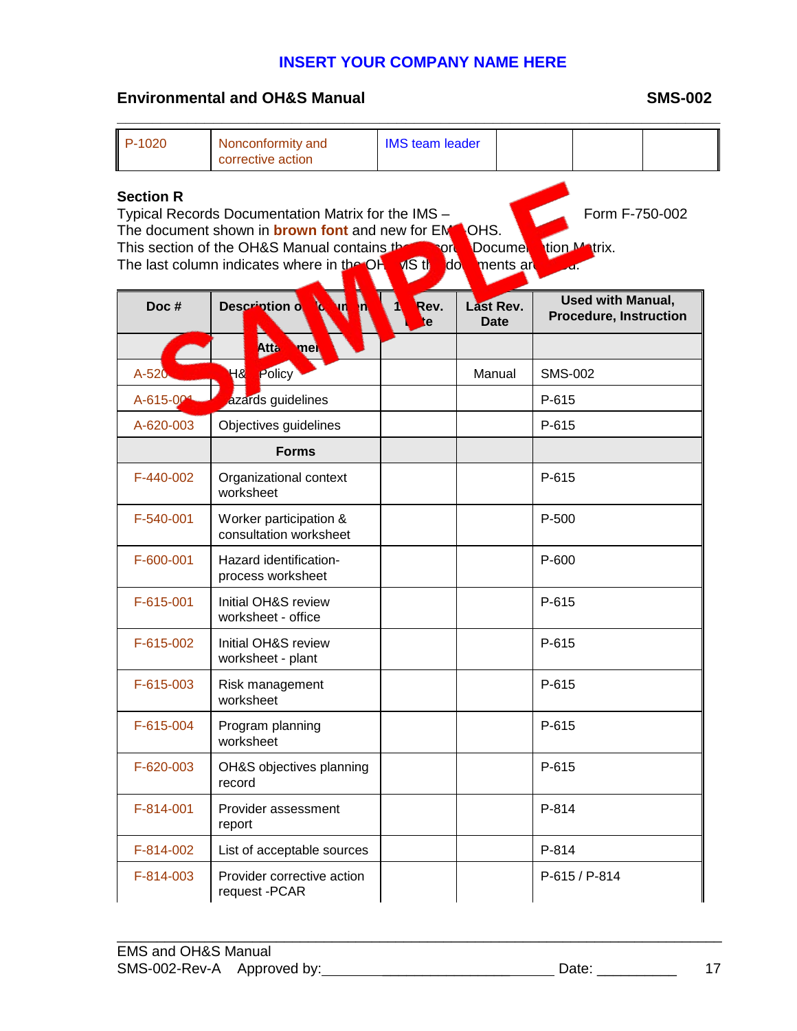| P-1020 | Nonconformity and corrective action | IMS team leader | | | |
|---|---|---|---|---|---|

**Section R**

Typical Records Documentation Matrix for the IMS – Form F-750-002
The document shown in **brown font** and new for EMS OHS.
This section of the OH&S Manual contains the Records Documentation Matrix.
The last column indicates where in the OHSMS the documents are used.

| Doc # | Description of Document | 1st Rev. Date | Last Rev. Date | Used with Manual, Procedure, Instruction |
|---|---|---|---|---|
| | **Attachments** | | | |
| A-520 | OH&S Policy | | Manual | SMS-002 |
| A-615-001 | Hazards guidelines | | | P-615 |
| A-620-003 | Objectives guidelines | | | P-615 |
| | **Forms** | | | |
| F-440-002 | Organizational context worksheet | | | P-615 |
| F-540-001 | Worker participation & consultation worksheet | | | P-500 |
| F-600-001 | Hazard identification-process worksheet | | | P-600 |
| F-615-001 | Initial OH&S review worksheet - office | | | P-615 |
| F-615-002 | Initial OH&S review worksheet - plant | | | P-615 |
| F-615-003 | Risk management worksheet | | | P-615 |
| F-615-004 | Program planning worksheet | | | P-615 |
| F-620-003 | OH&S objectives planning record | | | P-615 |
| F-814-001 | Provider assessment report | | | P-814 |
| F-814-002 | List of acceptable sources | | | P-814 |
| F-814-003 | Provider corrective action request -PCAR | | | P-615 / P-814 |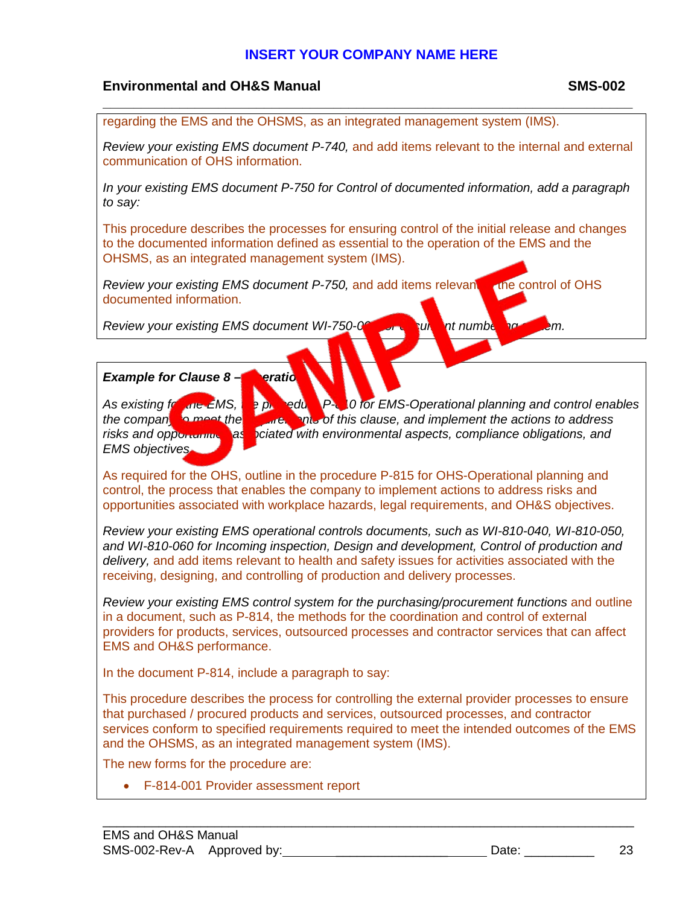regarding the EMS and the OHSMS, as an integrated management system (IMS).

*Review your existing EMS document P-740,* and add items relevant to the internal and external communication of OHS information.

*In your existing EMS document P-750 for Control of documented information, add a paragraph to say:*

This procedure describes the processes for ensuring control of the initial release and changes to the documented information defined as essential to the operation of the EMS and the OHSMS, as an integrated management system (IMS).

*Review your existing EMS document P-750,* and add items relevant to the control of OHS documented information.

*Review your existing EMS document WI-750-00... for document numbering system.*

***Example for Clause 8 – Operation***

*As existing for the EMS, the procedure P-810 for EMS-Operational planning and control enables the company to meet the requirements of this clause, and implement the actions to address risks and opportunities associated with environmental aspects, compliance obligations, and EMS objectives.*

As required for the OHS, outline in the procedure P-815 for OHS-Operational planning and control, the process that enables the company to implement actions to address risks and opportunities associated with workplace hazards, legal requirements, and OH&S objectives.

*Review your existing EMS operational controls documents, such as WI-810-040, WI-810-050, and WI-810-060 for Incoming inspection, Design and development, Control of production and delivery,* and add items relevant to health and safety issues for activities associated with the receiving, designing, and controlling of production and delivery processes.

*Review your existing EMS control system for the purchasing/procurement functions* and outline in a document, such as P-814, the methods for the coordination and control of external providers for products, services, outsourced processes and contractor services that can affect EMS and OH&S performance.

In the document P-814, include a paragraph to say:

This procedure describes the process for controlling the external provider processes to ensure that purchased / procured products and services, outsourced processes, and contractor services conform to specified requirements required to meet the intended outcomes of the EMS and the OHSMS, as an integrated management system (IMS).

The new forms for the procedure are:

- F-814-001 Provider assessment report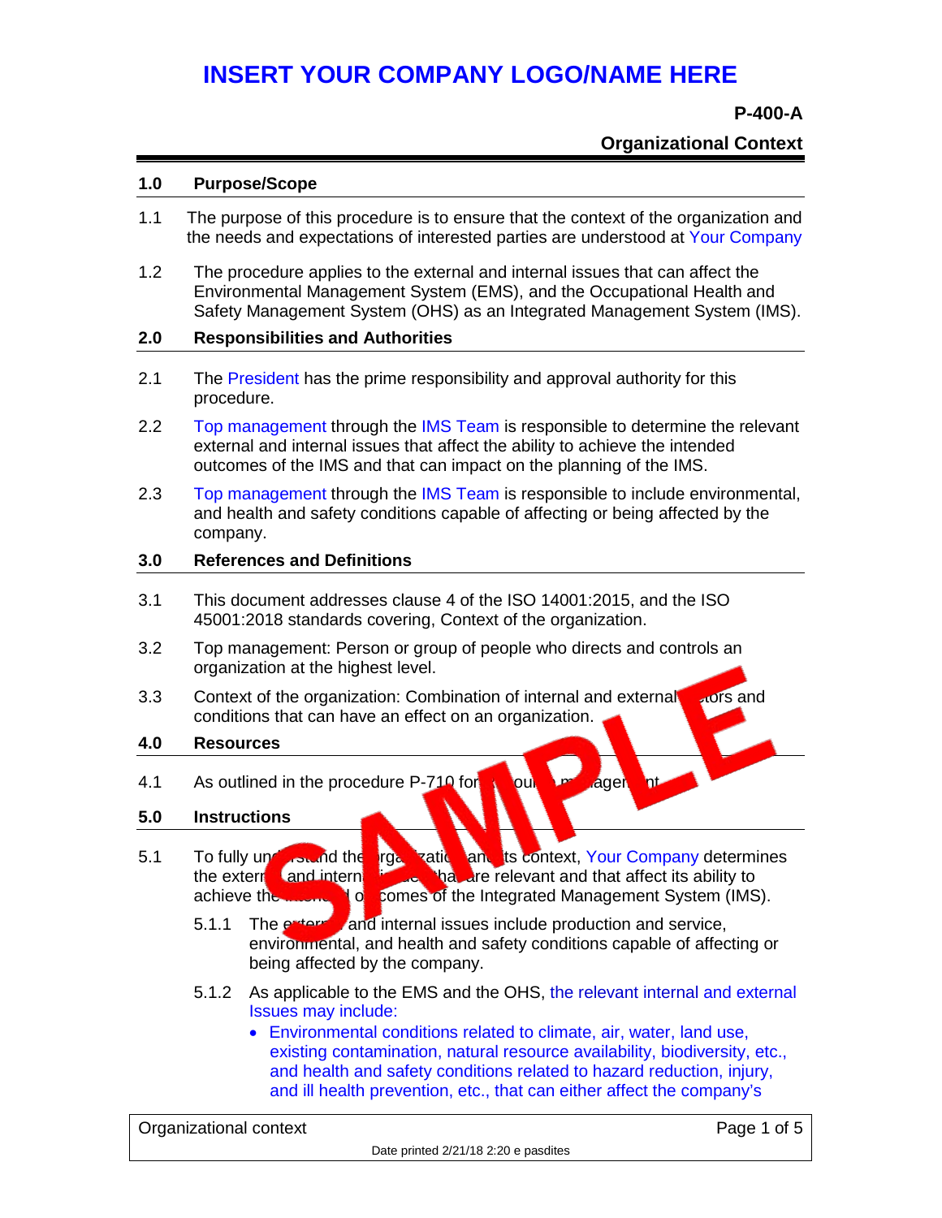# INSERT YOUR COMPANY LOGO/NAME HERE

**P-400-A**

**Organizational Context**

## 1.0 Purpose/Scope

1.1 The purpose of this procedure is to ensure that the context of the organization and the needs and expectations of interested parties are understood at Your Company

1.2 The procedure applies to the external and internal issues that can affect the Environmental Management System (EMS), and the Occupational Health and Safety Management System (OHS) as an Integrated Management System (IMS).

## 2.0 Responsibilities and Authorities

2.1 The President has the prime responsibility and approval authority for this procedure.

2.2 Top management through the IMS Team is responsible to determine the relevant external and internal issues that affect the ability to achieve the intended outcomes of the IMS and that can impact on the planning of the IMS.

2.3 Top management through the IMS Team is responsible to include environmental, and health and safety conditions capable of affecting or being affected by the company.

## 3.0 References and Definitions

3.1 This document addresses clause 4 of the ISO 14001:2015, and the ISO 45001:2018 standards covering, Context of the organization.

3.2 Top management: Person or group of people who directs and controls an organization at the highest level.

3.3 Context of the organization: Combination of internal and external factors and conditions that can have an effect on an organization.

## 4.0 Resources

4.1 As outlined in the procedure P-710 for resource management.

## 5.0 Instructions

5.1 To fully understand the organization and its context, Your Company determines the external and internal issues that are relevant and that affect its ability to achieve the intended outcomes of the Integrated Management System (IMS).

5.1.1 The external and internal issues include production and service, environmental, and health and safety conditions capable of affecting or being affected by the company.

5.1.2 As applicable to the EMS and the OHS, the relevant internal and external Issues may include:

- Environmental conditions related to climate, air, water, land use, existing contamination, natural resource availability, biodiversity, etc., and health and safety conditions related to hazard reduction, injury, and ill health prevention, etc., that can either affect the company's

Organizational context

Date printed 2/21/18 2:20 e pasdites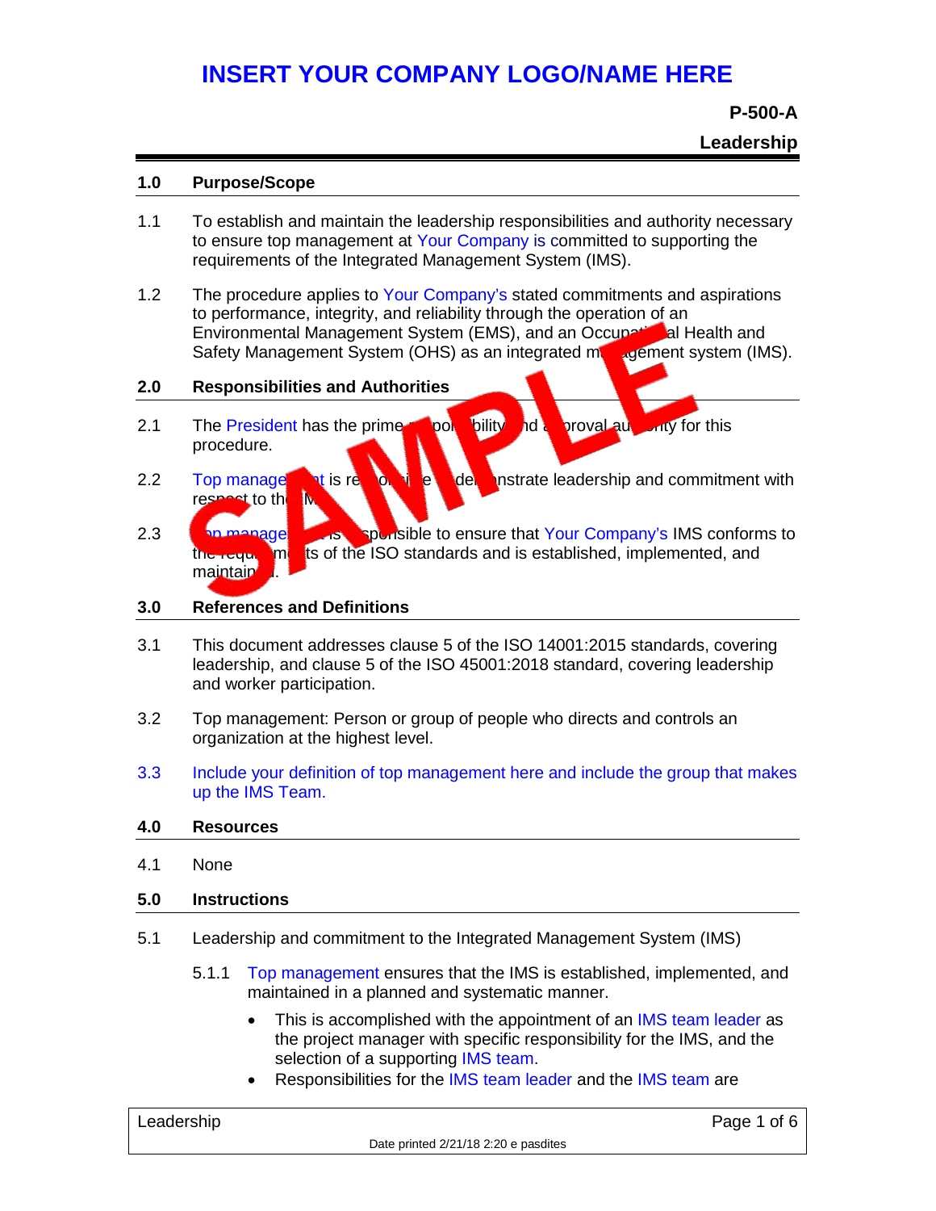# INSERT YOUR COMPANY LOGO/NAME HERE

**P-500-A**

**Leadership**

## 1.0 Purpose/Scope

1.1 To establish and maintain the leadership responsibilities and authority necessary to ensure top management at Your Company is committed to supporting the requirements of the Integrated Management System (IMS).

1.2 The procedure applies to Your Company's stated commitments and aspirations to performance, integrity, and reliability through the operation of an Environmental Management System (EMS), and an Occupational Health and Safety Management System (OHS) as an integrated management system (IMS).

## 2.0 Responsibilities and Authorities

2.1 The President has the prime responsibility and approval authority for this procedure.

2.2 Top management is responsible to demonstrate leadership and commitment with respect to the IMS.

2.3 Top management is responsible to ensure that Your Company's IMS conforms to the requirements of the ISO standards and is established, implemented, and maintained.

## 3.0 References and Definitions

3.1 This document addresses clause 5 of the ISO 14001:2015 standards, covering leadership, and clause 5 of the ISO 45001:2018 standard, covering leadership and worker participation.

3.2 Top management: Person or group of people who directs and controls an organization at the highest level.

3.3 Include your definition of top management here and include the group that makes up the IMS Team.

## 4.0 Resources

4.1 None

## 5.0 Instructions

5.1 Leadership and commitment to the Integrated Management System (IMS)

5.1.1 Top management ensures that the IMS is established, implemented, and maintained in a planned and systematic manner.

- This is accomplished with the appointment of an IMS team leader as the project manager with specific responsibility for the IMS, and the selection of a supporting IMS team.
- Responsibilities for the IMS team leader and the IMS team are

Date printed 2/21/18 2:20 e pasdites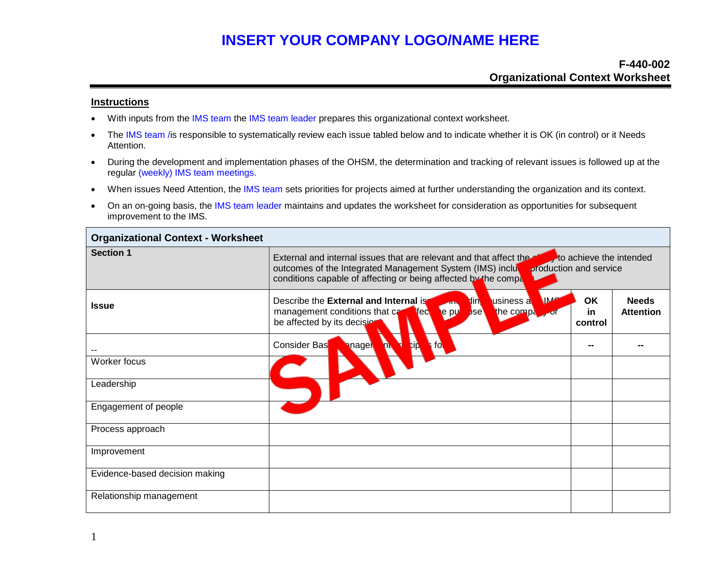# INSERT YOUR COMPANY LOGO/NAME HERE

**F-440-002**
**Organizational Context Worksheet**

## Instructions

- With inputs from the IMS team the IMS team leader prepares this organizational context worksheet.
- The IMS team /is responsible to systematically review each issue tabled below and to indicate whether it is OK (in control) or it Needs Attention.
- During the development and implementation phases of the OHSM, the determination and tracking of relevant issues is followed up at the regular (weekly) IMS team meetings.
- When issues Need Attention, the IMS team sets priorities for projects aimed at further understanding the organization and its context.
- On an on-going basis, the IMS team leader maintains and updates the worksheet for consideration as opportunities for subsequent improvement to the IMS.

| **Organizational Context - Worksheet** | | | |
|---|---|---|---|
| **Section 1** | External and internal issues that are relevant and that affect the ability to achieve the intended outcomes of the Integrated Management System (IMS) including production and service conditions capable of affecting or being affected by the company | | |
| **Issue** | Describe the **External and Internal** issues including business and IMS management conditions that can affect the purpose of the company or be affected by its decisions | **OK in control** | **Needs Attention** |
| -- | Consider Basic management principles for | -- | -- |
| Worker focus | | | |
| Leadership | | | |
| Engagement of people | | | |
| Process approach | | | |
| Improvement | | | |
| Evidence-based decision making | | | |
| Relationship management | | | |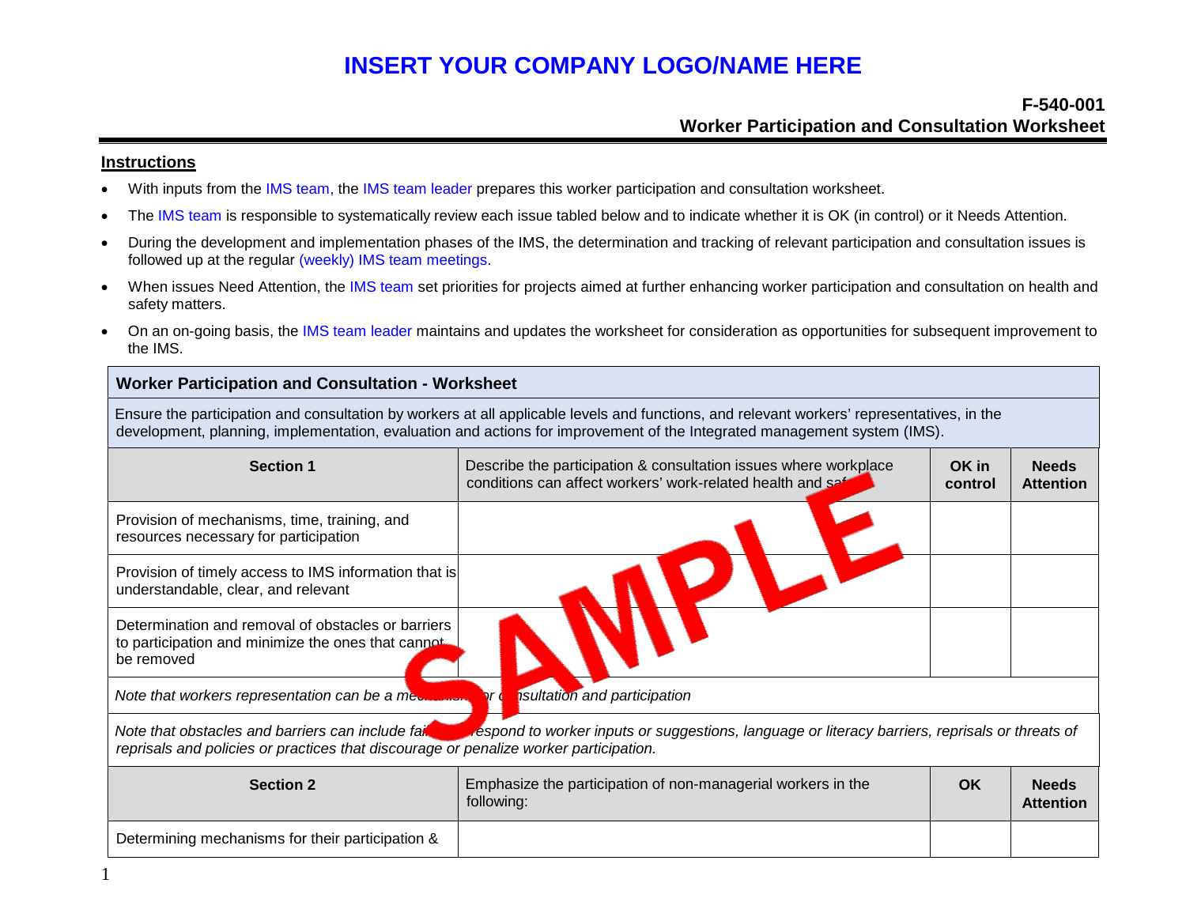# INSERT YOUR COMPANY LOGO/NAME HERE

**F-540-001**
**Worker Participation and Consultation Worksheet**

## Instructions

- With inputs from the IMS team, the IMS team leader prepares this worker participation and consultation worksheet.
- The IMS team is responsible to systematically review each issue tabled below and to indicate whether it is OK (in control) or it Needs Attention.
- During the development and implementation phases of the IMS, the determination and tracking of relevant participation and consultation issues is followed up at the regular (weekly) IMS team meetings.
- When issues Need Attention, the IMS team set priorities for projects aimed at further enhancing worker participation and consultation on health and safety matters.
- On an on-going basis, the IMS team leader maintains and updates the worksheet for consideration as opportunities for subsequent improvement to the IMS.

| **Worker Participation and Consultation - Worksheet** | | | |
|---|---|---|---|
| Ensure the participation and consultation by workers at all applicable levels and functions, and relevant workers' representatives, in the development, planning, implementation, evaluation and actions for improvement of the Integrated management system (IMS). | | | |
| **Section 1** | Describe the participation & consultation issues where workplace conditions can affect workers' work-related health and saf... | **OK in control** | **Needs Attention** |
| Provision of mechanisms, time, training, and resources necessary for participation | | | |
| Provision of timely access to IMS information that is understandable, clear, and relevant | | | |
| Determination and removal of obstacles or barriers to participation and minimize the ones that cannot be removed | | | |
| *Note that workers representation can be a me... or c...nsultation and participation* | | | |
| *Note that obstacles and barriers can include fai... respond to worker inputs or suggestions, language or literacy barriers, reprisals or threats of reprisals and policies or practices that discourage or penalize worker participation.* | | | |
| **Section 2** | Emphasize the participation of non-managerial workers in the following: | **OK** | **Needs Attention** |
| Determining mechanisms for their participation & | | | |